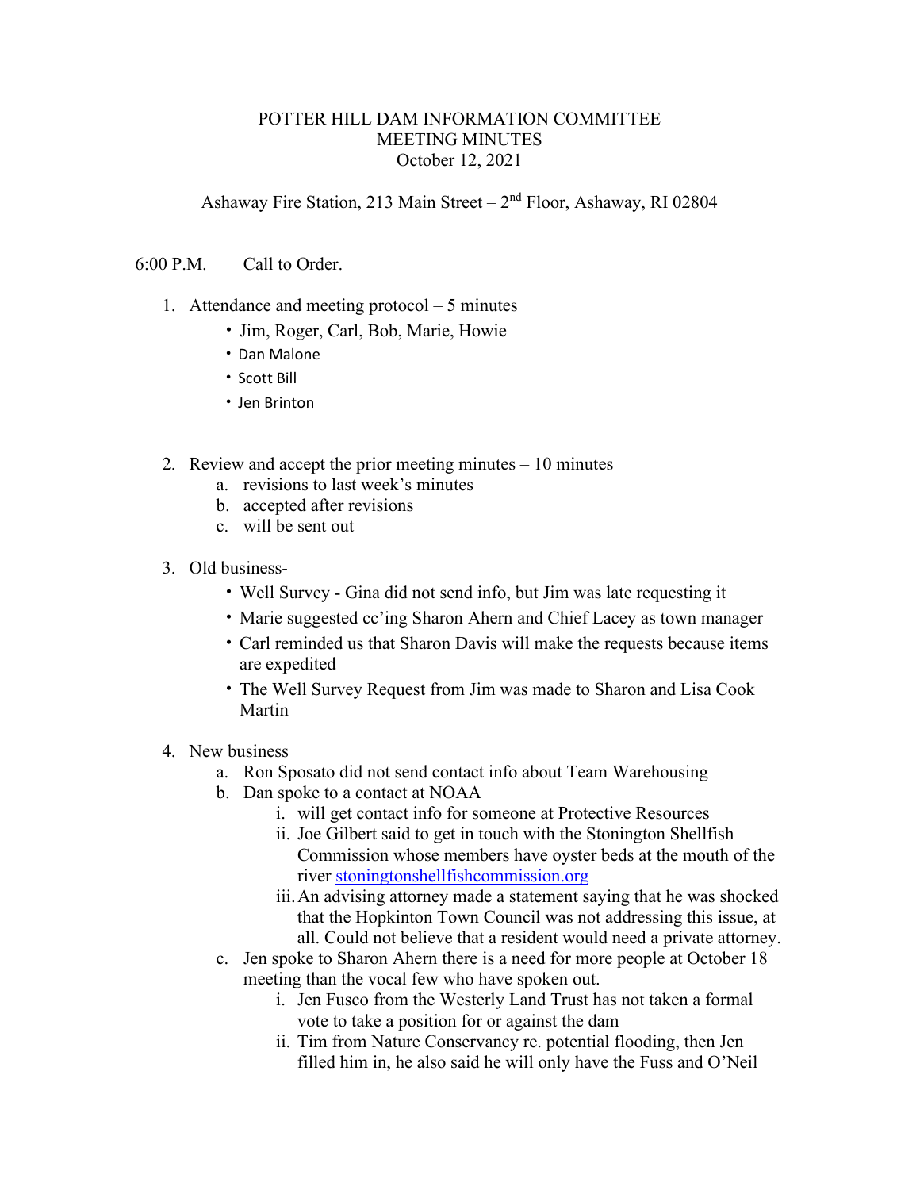# POTTER HILL DAM INFORMATION COMMITTEE
## MEETING MINUTES
October 12, 2021

Ashaway Fire Station, 213 Main Street – 2nd Floor, Ashaway, RI 02804

6:00 P.M. Call to Order.

1. Attendance and meeting protocol – 5 minutes
   - Jim, Roger, Carl, Bob, Marie, Howie
   - Dan Malone
   - Scott Bill
   - Jen Brinton

2. Review and accept the prior meeting minutes – 10 minutes
   a. revisions to last week's minutes
   b. accepted after revisions
   c. will be sent out

3. Old business-
   - Well Survey - Gina did not send info, but Jim was late requesting it
   - Marie suggested cc'ing Sharon Ahern and Chief Lacey as town manager
   - Carl reminded us that Sharon Davis will make the requests because items are expedited
   - The Well Survey Request from Jim was made to Sharon and Lisa Cook Martin

4. New business
   a. Ron Sposato did not send contact info about Team Warehousing
   b. Dan spoke to a contact at NOAA
      i. will get contact info for someone at Protective Resources
      ii. Joe Gilbert said to get in touch with the Stonington Shellfish Commission whose members have oyster beds at the mouth of the river [stoningtonshellfishcommission.org](stoningtonshellfishcommission.org)
      iii. An advising attorney made a statement saying that he was shocked that the Hopkinton Town Council was not addressing this issue, at all. Could not believe that a resident would need a private attorney.
   c. Jen spoke to Sharon Ahern there is a need for more people at October 18 meeting than the vocal few who have spoken out.
      i. Jen Fusco from the Westerly Land Trust has not taken a formal vote to take a position for or against the dam
      ii. Tim from Nature Conservancy re. potential flooding, then Jen filled him in, he also said he will only have the Fuss and O'Neil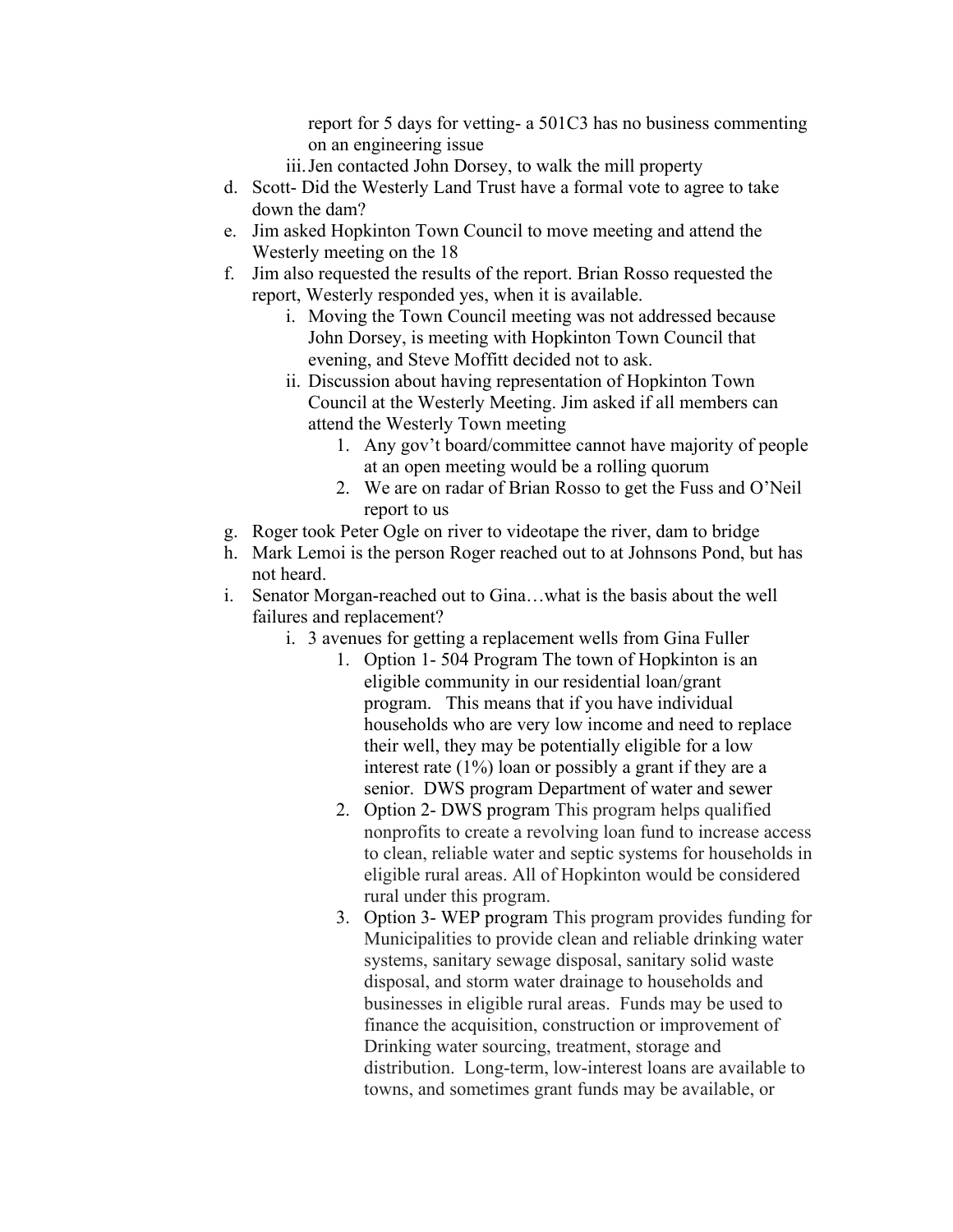report for 5 days for vetting- a 501C3 has no business commenting on an engineering issue

iii. Jen contacted John Dorsey, to walk the mill property

d. Scott- Did the Westerly Land Trust have a formal vote to agree to take down the dam?

e. Jim asked Hopkinton Town Council to move meeting and attend the Westerly meeting on the 18

f. Jim also requested the results of the report. Brian Rosso requested the report, Westerly responded yes, when it is available.

   i. Moving the Town Council meeting was not addressed because John Dorsey, is meeting with Hopkinton Town Council that evening, and Steve Moffitt decided not to ask.

   ii. Discussion about having representation of Hopkinton Town Council at the Westerly Meeting. Jim asked if all members can attend the Westerly Town meeting

      1. Any gov't board/committee cannot have majority of people at an open meeting would be a rolling quorum
      2. We are on radar of Brian Rosso to get the Fuss and O'Neil report to us

g. Roger took Peter Ogle on river to videotape the river, dam to bridge

h. Mark Lemoi is the person Roger reached out to at Johnsons Pond, but has not heard.

i. Senator Morgan-reached out to Gina…what is the basis about the well failures and replacement?

   i. 3 avenues for getting a replacement wells from Gina Fuller

      1. Option 1- 504 Program The town of Hopkinton is an eligible community in our residential loan/grant program. This means that if you have individual households who are very low income and need to replace their well, they may be potentially eligible for a low interest rate (1%) loan or possibly a grant if they are a senior. DWS program Department of water and sewer
      2. Option 2- DWS program This program helps qualified nonprofits to create a revolving loan fund to increase access to clean, reliable water and septic systems for households in eligible rural areas. All of Hopkinton would be considered rural under this program.
      3. Option 3- WEP program This program provides funding for Municipalities to provide clean and reliable drinking water systems, sanitary sewage disposal, sanitary solid waste disposal, and storm water drainage to households and businesses in eligible rural areas. Funds may be used to finance the acquisition, construction or improvement of Drinking water sourcing, treatment, storage and distribution. Long-term, low-interest loans are available to towns, and sometimes grant funds may be available, or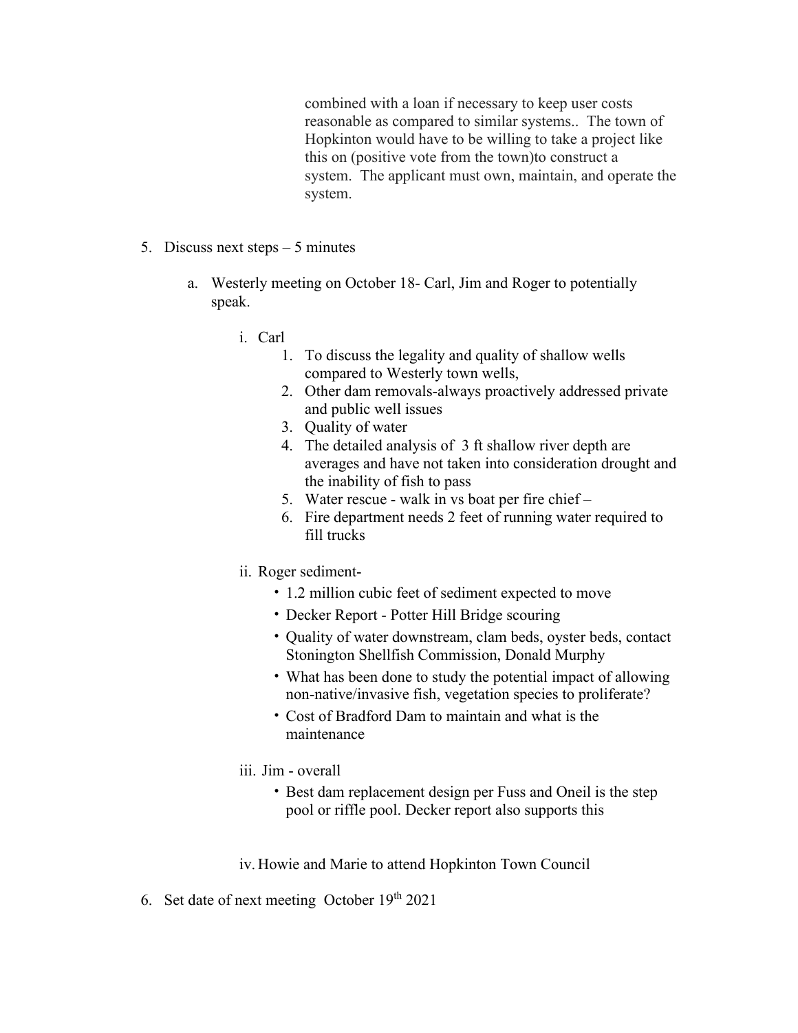combined with a loan if necessary to keep user costs reasonable as compared to similar systems.. The town of Hopkinton would have to be willing to take a project like this on (positive vote from the town)to construct a system. The applicant must own, maintain, and operate the system.

5. Discuss next steps – 5 minutes

    a. Westerly meeting on October 18- Carl, Jim and Roger to potentially speak.

        i. Carl
            1. To discuss the legality and quality of shallow wells compared to Westerly town wells,
            2. Other dam removals-always proactively addressed private and public well issues
            3. Quality of water
            4. The detailed analysis of 3 ft shallow river depth are averages and have not taken into consideration drought and the inability of fish to pass
            5. Water rescue - walk in vs boat per fire chief –
            6. Fire department needs 2 feet of running water required to fill trucks

        ii. Roger sediment-
            - 1.2 million cubic feet of sediment expected to move
            - Decker Report - Potter Hill Bridge scouring
            - Quality of water downstream, clam beds, oyster beds, contact Stonington Shellfish Commission, Donald Murphy
            - What has been done to study the potential impact of allowing non-native/invasive fish, vegetation species to proliferate?
            - Cost of Bradford Dam to maintain and what is the maintenance

        iii. Jim - overall
            - Best dam replacement design per Fuss and Oneil is the step pool or riffle pool. Decker report also supports this

        iv. Howie and Marie to attend Hopkinton Town Council

6. Set date of next meeting October 19th 2021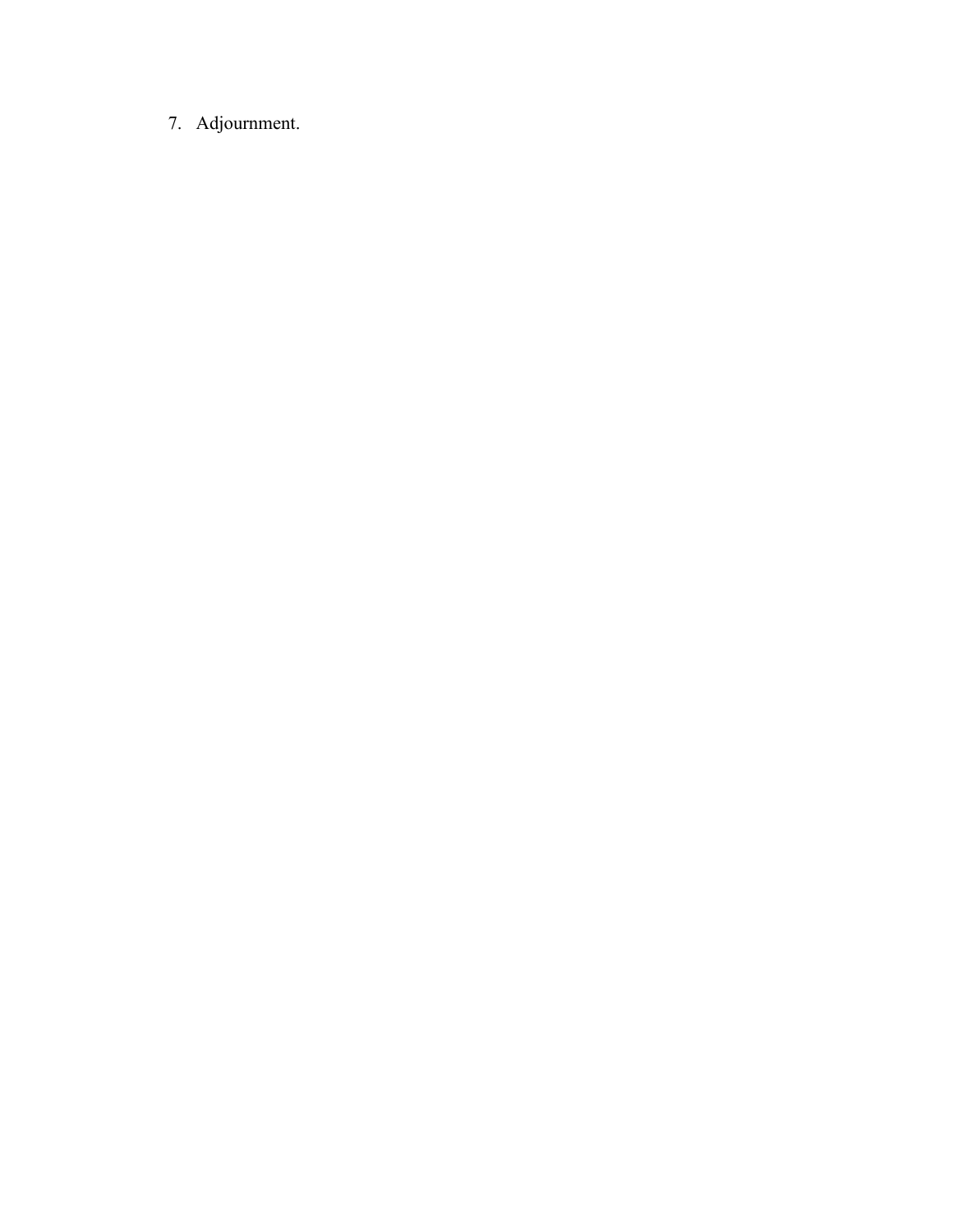7. Adjournment.